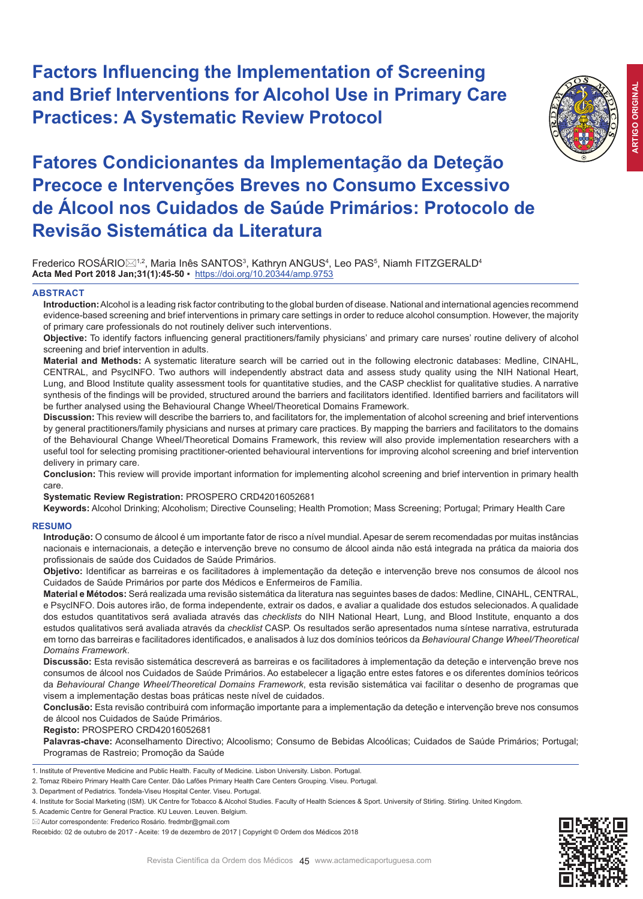# Factors Influencing the Implementation of Screening and Brief Interventions for Alcohol Use in Primary Care Practices: A Systematic Review Protocol

# Fatores Condicionantes da Implementação da Deteção Precoce e Intervenções Breves no Consumo Excessivo de Álcool nos Cuidados de Saúde Primários: Protocolo de Revisão Sistemática da Literatura

Frederico ROSÁRIO✉[1,2], Maria Inês SANTOS[3], Kathryn ANGUS[4], Leo PAS[5], Niamh FITZGERALD[4]

**Acta Med Port 2018 Jan;31(1):45-50** ▪ https://doi.org/10.20344/amp.9753

## ABSTRACT

**Introduction:** Alcohol is a leading risk factor contributing to the global burden of disease. National and international agencies recommend evidence-based screening and brief interventions in primary care settings in order to reduce alcohol consumption. However, the majority of primary care professionals do not routinely deliver such interventions.

**Objective:** To identify factors influencing general practitioners/family physicians' and primary care nurses' routine delivery of alcohol screening and brief intervention in adults.

**Material and Methods:** A systematic literature search will be carried out in the following electronic databases: Medline, CINAHL, CENTRAL, and PsycINFO. Two authors will independently abstract data and assess study quality using the NIH National Heart, Lung, and Blood Institute quality assessment tools for quantitative studies, and the CASP checklist for qualitative studies. A narrative synthesis of the findings will be provided, structured around the barriers and facilitators identified. Identified barriers and facilitators will be further analysed using the Behavioural Change Wheel/Theoretical Domains Framework.

**Discussion:** This review will describe the barriers to, and facilitators for, the implementation of alcohol screening and brief interventions by general practitioners/family physicians and nurses at primary care practices. By mapping the barriers and facilitators to the domains of the Behavioural Change Wheel/Theoretical Domains Framework, this review will also provide implementation researchers with a useful tool for selecting promising practitioner-oriented behavioural interventions for improving alcohol screening and brief intervention delivery in primary care.

**Conclusion:** This review will provide important information for implementing alcohol screening and brief intervention in primary health care.

**Systematic Review Registration:** PROSPERO CRD42016052681

**Keywords:** Alcohol Drinking; Alcoholism; Directive Counseling; Health Promotion; Mass Screening; Portugal; Primary Health Care

## RESUMO

**Introdução:** O consumo de álcool é um importante fator de risco a nível mundial. Apesar de serem recomendadas por muitas instâncias nacionais e internacionais, a deteção e intervenção breve no consumo de álcool ainda não está integrada na prática da maioria dos profissionais de saúde dos Cuidados de Saúde Primários.

**Objetivo:** Identificar as barreiras e os facilitadores à implementação da deteção e intervenção breve nos consumos de álcool nos Cuidados de Saúde Primários por parte dos Médicos e Enfermeiros de Família.

**Material e Métodos:** Será realizada uma revisão sistemática da literatura nas seguintes bases de dados: Medline, CINAHL, CENTRAL, e PsycINFO. Dois autores irão, de forma independente, extrair os dados, e avaliar a qualidade dos estudos selecionados. A qualidade dos estudos quantitativos será avaliada através das *checklists* do NIH National Heart, Lung, and Blood Institute, enquanto a dos estudos qualitativos será avaliada através da *checklist* CASP. Os resultados serão apresentados numa síntese narrativa, estruturada em torno das barreiras e facilitadores identificados, e analisados à luz dos domínios teóricos da *Behavioural Change Wheel/Theoretical Domains Framework*.

**Discussão:** Esta revisão sistemática descreverá as barreiras e os facilitadores à implementação da deteção e intervenção breve nos consumos de álcool nos Cuidados de Saúde Primários. Ao estabelecer a ligação entre estes fatores e os diferentes domínios teóricos da *Behavioural Change Wheel/Theoretical Domains Framework*, esta revisão sistemática vai facilitar o desenho de programas que visem a implementação destas boas práticas neste nível de cuidados.

**Conclusão:** Esta revisão contribuirá com informação importante para a implementação da deteção e intervenção breve nos consumos de álcool nos Cuidados de Saúde Primários.

**Registo:** PROSPERO CRD42016052681

**Palavras-chave:** Aconselhamento Directivo; Alcoolismo; Consumo de Bebidas Alcoólicas; Cuidados de Saúde Primários; Portugal; Programas de Rastreio; Promoção da Saúde

---

1. Institute of Preventive Medicine and Public Health. Faculty of Medicine. Lisbon University. Lisbon. Portugal.
2. Tomaz Ribeiro Primary Health Care Center. Dão Lafões Primary Health Care Centers Grouping. Viseu. Portugal.
3. Department of Pediatrics. Tondela-Viseu Hospital Center. Viseu. Portugal.
4. Institute for Social Marketing (ISM). UK Centre for Tobacco & Alcohol Studies. Faculty of Health Sciences & Sport. University of Stirling. Stirling. United Kingdom.
5. Academic Centre for General Practice. KU Leuven. Leuven. Belgium.

✉ Autor correspondente: Frederico Rosário. fredmbr@gmail.com

Recebido: 02 de outubro de 2017 - Aceite: 19 de dezembro de 2017 | Copyright © Ordem dos Médicos 2018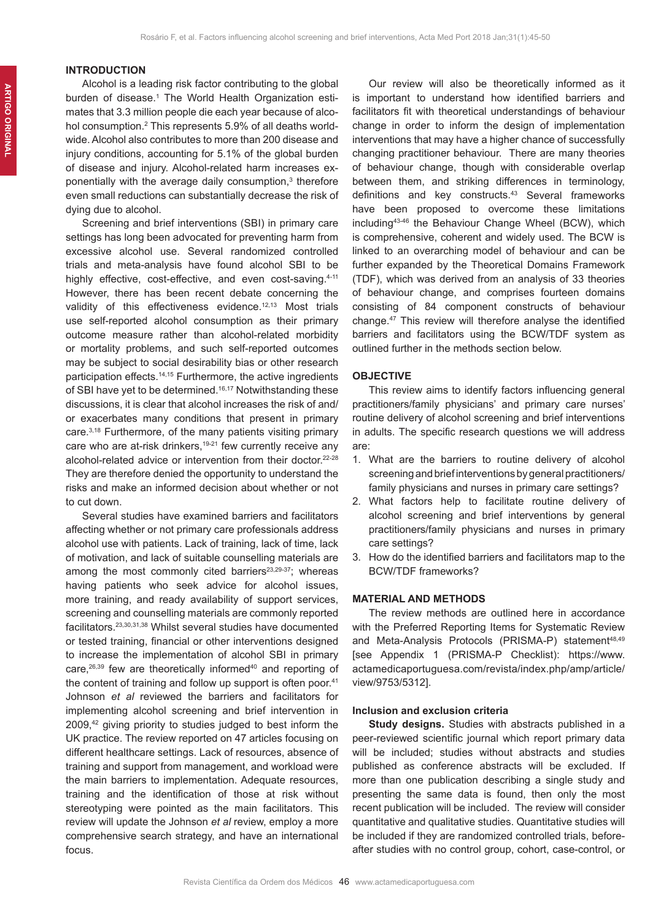## INTRODUCTION

Alcohol is a leading risk factor contributing to the global burden of disease.[1] The World Health Organization estimates that 3.3 million people die each year because of alcohol consumption.[2] This represents 5.9% of all deaths worldwide. Alcohol also contributes to more than 200 disease and injury conditions, accounting for 5.1% of the global burden of disease and injury. Alcohol-related harm increases exponentially with the average daily consumption,[3] therefore even small reductions can substantially decrease the risk of dying due to alcohol.

Screening and brief interventions (SBI) in primary care settings has long been advocated for preventing harm from excessive alcohol use. Several randomized controlled trials and meta-analysis have found alcohol SBI to be highly effective, cost-effective, and even cost-saving.[4-11] However, there has been recent debate concerning the validity of this effectiveness evidence.[12,13] Most trials use self-reported alcohol consumption as their primary outcome measure rather than alcohol-related morbidity or mortality problems, and such self-reported outcomes may be subject to social desirability bias or other research participation effects.[14,15] Furthermore, the active ingredients of SBI have yet to be determined.[16,17] Notwithstanding these discussions, it is clear that alcohol increases the risk of and/or exacerbates many conditions that present in primary care.[3,18] Furthermore, of the many patients visiting primary care who are at-risk drinkers,[19-21] few currently receive any alcohol-related advice or intervention from their doctor.[22-28] They are therefore denied the opportunity to understand the risks and make an informed decision about whether or not to cut down.

Several studies have examined barriers and facilitators affecting whether or not primary care professionals address alcohol use with patients. Lack of training, lack of time, lack of motivation, and lack of suitable counselling materials are among the most commonly cited barriers[23,29-37]; whereas having patients who seek advice for alcohol issues, more training, and ready availability of support services, screening and counselling materials are commonly reported facilitators.[23,30,31,38] Whilst several studies have documented or tested training, financial or other interventions designed to increase the implementation of alcohol SBI in primary care,[26,39] few are theoretically informed[40] and reporting of the content of training and follow up support is often poor.[41] Johnson *et al* reviewed the barriers and facilitators for implementing alcohol screening and brief intervention in 2009,[42] giving priority to studies judged to best inform the UK practice. The review reported on 47 articles focusing on different healthcare settings. Lack of resources, absence of training and support from management, and workload were the main barriers to implementation. Adequate resources, training and the identification of those at risk without stereotyping were pointed as the main facilitators. This review will update the Johnson *et al* review, employ a more comprehensive search strategy, and have an international focus.

Our review will also be theoretically informed as it is important to understand how identified barriers and facilitators fit with theoretical understandings of behaviour change in order to inform the design of implementation interventions that may have a higher chance of successfully changing practitioner behaviour. There are many theories of behaviour change, though with considerable overlap between them, and striking differences in terminology, definitions and key constructs.[43] Several frameworks have been proposed to overcome these limitations including[43-46] the Behaviour Change Wheel (BCW), which is comprehensive, coherent and widely used. The BCW is linked to an overarching model of behaviour and can be further expanded by the Theoretical Domains Framework (TDF), which was derived from an analysis of 33 theories of behaviour change, and comprises fourteen domains consisting of 84 component constructs of behaviour change.[47] This review will therefore analyse the identified barriers and facilitators using the BCW/TDF system as outlined further in the methods section below.

## OBJECTIVE

This review aims to identify factors influencing general practitioners/family physicians' and primary care nurses' routine delivery of alcohol screening and brief interventions in adults. The specific research questions we will address are:

1. What are the barriers to routine delivery of alcohol screening and brief interventions by general practitioners/family physicians and nurses in primary care settings?
2. What factors help to facilitate routine delivery of alcohol screening and brief interventions by general practitioners/family physicians and nurses in primary care settings?
3. How do the identified barriers and facilitators map to the BCW/TDF frameworks?

## MATERIAL AND METHODS

The review methods are outlined here in accordance with the Preferred Reporting Items for Systematic Review and Meta-Analysis Protocols (PRISMA-P) statement[48,49] [see Appendix 1 (PRISMA-P Checklist): https://www.actamedicaportuguesa.com/revista/index.php/amp/article/view/9753/5312].

### Inclusion and exclusion criteria

**Study designs.** Studies with abstracts published in a peer-reviewed scientific journal which report primary data will be included; studies without abstracts and studies published as conference abstracts will be excluded. If more than one publication describing a single study and presenting the same data is found, then only the most recent publication will be included. The review will consider quantitative and qualitative studies. Quantitative studies will be included if they are randomized controlled trials, before-after studies with no control group, cohort, case-control, or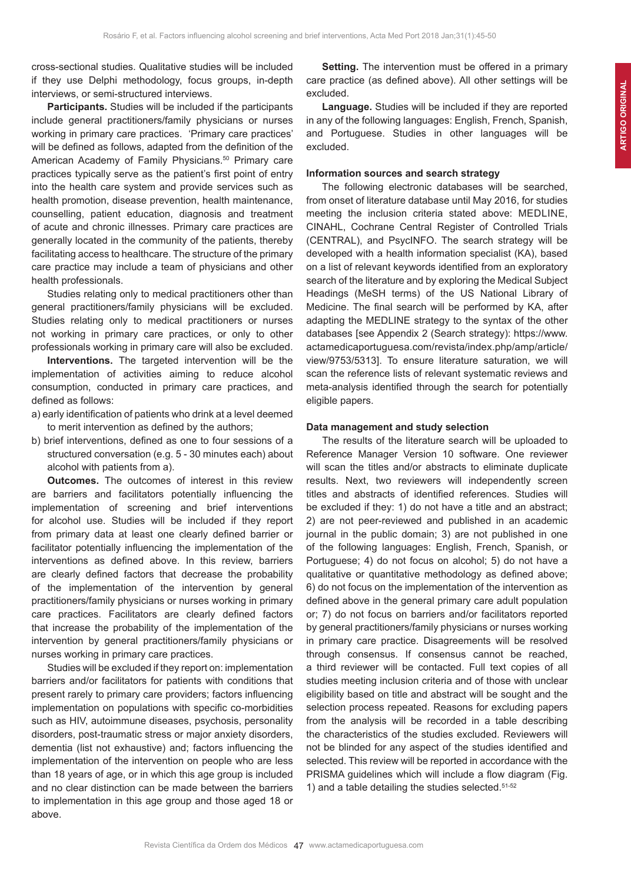cross-sectional studies. Qualitative studies will be included if they use Delphi methodology, focus groups, in-depth interviews, or semi-structured interviews.

**Participants.** Studies will be included if the participants include general practitioners/family physicians or nurses working in primary care practices. 'Primary care practices' will be defined as follows, adapted from the definition of the American Academy of Family Physicians.[50] Primary care practices typically serve as the patient's first point of entry into the health care system and provide services such as health promotion, disease prevention, health maintenance, counselling, patient education, diagnosis and treatment of acute and chronic illnesses. Primary care practices are generally located in the community of the patients, thereby facilitating access to healthcare. The structure of the primary care practice may include a team of physicians and other health professionals.

Studies relating only to medical practitioners other than general practitioners/family physicians will be excluded. Studies relating only to medical practitioners or nurses not working in primary care practices, or only to other professionals working in primary care will also be excluded.

**Interventions.** The targeted intervention will be the implementation of activities aiming to reduce alcohol consumption, conducted in primary care practices, and defined as follows:

a) early identification of patients who drink at a level deemed to merit intervention as defined by the authors;
b) brief interventions, defined as one to four sessions of a structured conversation (e.g. 5 - 30 minutes each) about alcohol with patients from a).

**Outcomes.** The outcomes of interest in this review are barriers and facilitators potentially influencing the implementation of screening and brief interventions for alcohol use. Studies will be included if they report from primary data at least one clearly defined barrier or facilitator potentially influencing the implementation of the interventions as defined above. In this review, barriers are clearly defined factors that decrease the probability of the implementation of the intervention by general practitioners/family physicians or nurses working in primary care practices. Facilitators are clearly defined factors that increase the probability of the implementation of the intervention by general practitioners/family physicians or nurses working in primary care practices.

Studies will be excluded if they report on: implementation barriers and/or facilitators for patients with conditions that present rarely to primary care providers; factors influencing implementation on populations with specific co-morbidities such as HIV, autoimmune diseases, psychosis, personality disorders, post-traumatic stress or major anxiety disorders, dementia (list not exhaustive) and; factors influencing the implementation of the intervention on people who are less than 18 years of age, or in which this age group is included and no clear distinction can be made between the barriers to implementation in this age group and those aged 18 or above.

**Setting.** The intervention must be offered in a primary care practice (as defined above). All other settings will be excluded.

**Language.** Studies will be included if they are reported in any of the following languages: English, French, Spanish, and Portuguese. Studies in other languages will be excluded.

### Information sources and search strategy

The following electronic databases will be searched, from onset of literature database until May 2016, for studies meeting the inclusion criteria stated above: MEDLINE, CINAHL, Cochrane Central Register of Controlled Trials (CENTRAL), and PsycINFO. The search strategy will be developed with a health information specialist (KA), based on a list of relevant keywords identified from an exploratory search of the literature and by exploring the Medical Subject Headings (MeSH terms) of the US National Library of Medicine. The final search will be performed by KA, after adapting the MEDLINE strategy to the syntax of the other databases [see Appendix 2 (Search strategy): https://www.actamedicaportuguesa.com/revista/index.php/amp/article/view/9753/5313]. To ensure literature saturation, we will scan the reference lists of relevant systematic reviews and meta-analysis identified through the search for potentially eligible papers.

### Data management and study selection

The results of the literature search will be uploaded to Reference Manager Version 10 software. One reviewer will scan the titles and/or abstracts to eliminate duplicate results. Next, two reviewers will independently screen titles and abstracts of identified references. Studies will be excluded if they: 1) do not have a title and an abstract; 2) are not peer-reviewed and published in an academic journal in the public domain; 3) are not published in one of the following languages: English, French, Spanish, or Portuguese; 4) do not focus on alcohol; 5) do not have a qualitative or quantitative methodology as defined above; 6) do not focus on the implementation of the intervention as defined above in the general primary care adult population or; 7) do not focus on barriers and/or facilitators reported by general practitioners/family physicians or nurses working in primary care practice. Disagreements will be resolved through consensus. If consensus cannot be reached, a third reviewer will be contacted. Full text copies of all studies meeting inclusion criteria and of those with unclear eligibility based on title and abstract will be sought and the selection process repeated. Reasons for excluding papers from the analysis will be recorded in a table describing the characteristics of the studies excluded. Reviewers will not be blinded for any aspect of the studies identified and selected. This review will be reported in accordance with the PRISMA guidelines which will include a flow diagram (Fig. 1) and a table detailing the studies selected.[51-52]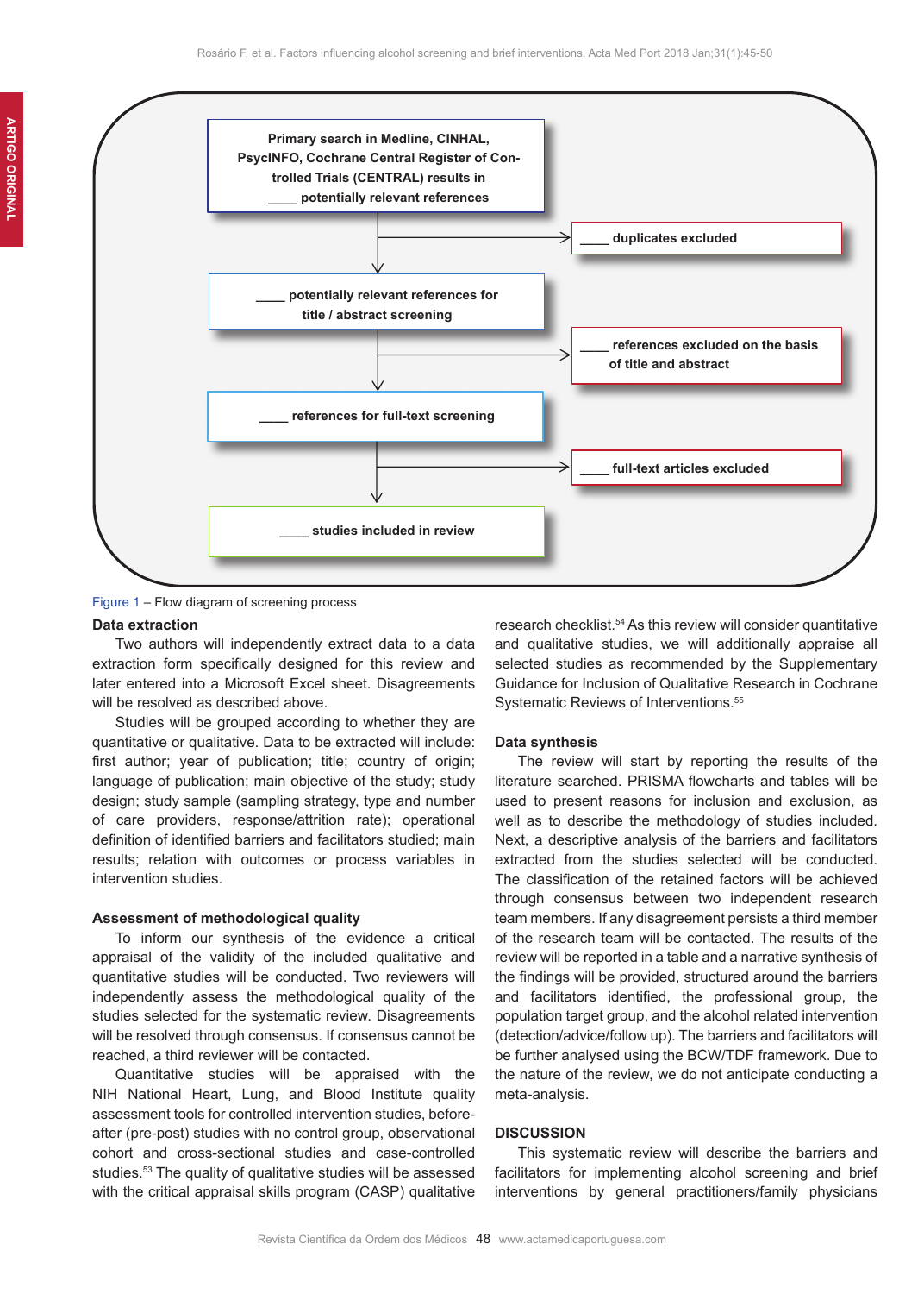Primary search in Medline, CINHAL, PsycINFO, Cochrane Central Register of Controlled Trials (CENTRAL) results in ____ potentially relevant references

____ duplicates excluded

____ potentially relevant references for title / abstract screening

____ references excluded on the basis of title and abstract

____ references for full-text screening

____ full-text articles excluded

____ studies included in review

Figure 1 – Flow diagram of screening process

### Data extraction

Two authors will independently extract data to a data extraction form specifically designed for this review and later entered into a Microsoft Excel sheet. Disagreements will be resolved as described above.

Studies will be grouped according to whether they are quantitative or qualitative. Data to be extracted will include: first author; year of publication; title; country of origin; language of publication; main objective of the study; study design; study sample (sampling strategy, type and number of care providers, response/attrition rate); operational definition of identified barriers and facilitators studied; main results; relation with outcomes or process variables in intervention studies.

### Assessment of methodological quality

To inform our synthesis of the evidence a critical appraisal of the validity of the included qualitative and quantitative studies will be conducted. Two reviewers will independently assess the methodological quality of the studies selected for the systematic review. Disagreements will be resolved through consensus. If consensus cannot be reached, a third reviewer will be contacted.

Quantitative studies will be appraised with the NIH National Heart, Lung, and Blood Institute quality assessment tools for controlled intervention studies, before-after (pre-post) studies with no control group, observational cohort and cross-sectional studies and case-controlled studies.[53] The quality of qualitative studies will be assessed with the critical appraisal skills program (CASP) qualitative research checklist.[54] As this review will consider quantitative and qualitative studies, we will additionally appraise all selected studies as recommended by the Supplementary Guidance for Inclusion of Qualitative Research in Cochrane Systematic Reviews of Interventions.[55]

### Data synthesis

The review will start by reporting the results of the literature searched. PRISMA flowcharts and tables will be used to present reasons for inclusion and exclusion, as well as to describe the methodology of studies included. Next, a descriptive analysis of the barriers and facilitators extracted from the studies selected will be conducted. The classification of the retained factors will be achieved through consensus between two independent research team members. If any disagreement persists a third member of the research team will be contacted. The results of the review will be reported in a table and a narrative synthesis of the findings will be provided, structured around the barriers and facilitators identified, the professional group, the population target group, and the alcohol related intervention (detection/advice/follow up). The barriers and facilitators will be further analysed using the BCW/TDF framework. Due to the nature of the review, we do not anticipate conducting a meta-analysis.

## DISCUSSION

This systematic review will describe the barriers and facilitators for implementing alcohol screening and brief interventions by general practitioners/family physicians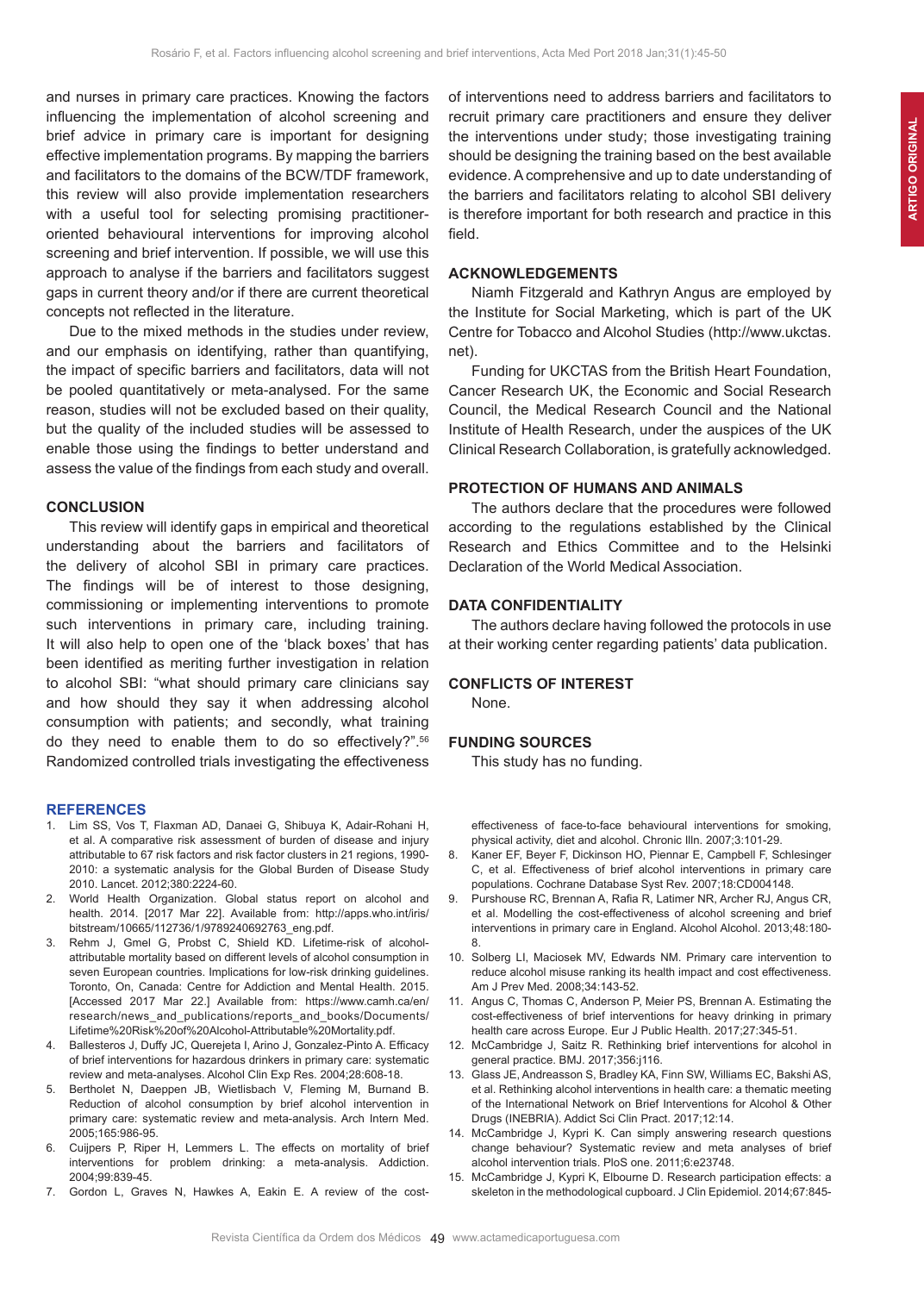and nurses in primary care practices. Knowing the factors influencing the implementation of alcohol screening and brief advice in primary care is important for designing effective implementation programs. By mapping the barriers and facilitators to the domains of the BCW/TDF framework, this review will also provide implementation researchers with a useful tool for selecting promising practitioner-oriented behavioural interventions for improving alcohol screening and brief intervention. If possible, we will use this approach to analyse if the barriers and facilitators suggest gaps in current theory and/or if there are current theoretical concepts not reflected in the literature.

Due to the mixed methods in the studies under review, and our emphasis on identifying, rather than quantifying, the impact of specific barriers and facilitators, data will not be pooled quantitatively or meta-analysed. For the same reason, studies will not be excluded based on their quality, but the quality of the included studies will be assessed to enable those using the findings to better understand and assess the value of the findings from each study and overall.

## CONCLUSION

This review will identify gaps in empirical and theoretical understanding about the barriers and facilitators of the delivery of alcohol SBI in primary care practices. The findings will be of interest to those designing, commissioning or implementing interventions to promote such interventions in primary care, including training. It will also help to open one of the 'black boxes' that has been identified as meriting further investigation in relation to alcohol SBI: "what should primary care clinicians say and how should they say it when addressing alcohol consumption with patients; and secondly, what training do they need to enable them to do so effectively?".[56] Randomized controlled trials investigating the effectiveness of interventions need to address barriers and facilitators to recruit primary care practitioners and ensure they deliver the interventions under study; those investigating training should be designing the training based on the best available evidence. A comprehensive and up to date understanding of the barriers and facilitators relating to alcohol SBI delivery is therefore important for both research and practice in this field.

## ACKNOWLEDGEMENTS

Niamh Fitzgerald and Kathryn Angus are employed by the Institute for Social Marketing, which is part of the UK Centre for Tobacco and Alcohol Studies (http://www.ukctas.net).

Funding for UKCTAS from the British Heart Foundation, Cancer Research UK, the Economic and Social Research Council, the Medical Research Council and the National Institute of Health Research, under the auspices of the UK Clinical Research Collaboration, is gratefully acknowledged.

## PROTECTION OF HUMANS AND ANIMALS

The authors declare that the procedures were followed according to the regulations established by the Clinical Research and Ethics Committee and to the Helsinki Declaration of the World Medical Association.

## DATA CONFIDENTIALITY

The authors declare having followed the protocols in use at their working center regarding patients' data publication.

## CONFLICTS OF INTEREST

None.

## FUNDING SOURCES

This study has no funding.

## REFERENCES

1. Lim SS, Vos T, Flaxman AD, Danaei G, Shibuya K, Adair-Rohani H, et al. A comparative risk assessment of burden of disease and injury attributable to 67 risk factors and risk factor clusters in 21 regions, 1990-2010: a systematic analysis for the Global Burden of Disease Study 2010. Lancet. 2012;380:2224-60.
2. World Health Organization. Global status report on alcohol and health. 2014. [2017 Mar 22]. Available from: http://apps.who.int/iris/bitstream/10665/112736/1/9789240692763_eng.pdf.
3. Rehm J, Gmel G, Probst C, Shield KD. Lifetime-risk of alcohol-attributable mortality based on different levels of alcohol consumption in seven European countries. Implications for low-risk drinking guidelines. Toronto, On, Canada: Centre for Addiction and Mental Health. 2015. [Accessed 2017 Mar 22.] Available from: https://www.camh.ca/en/research/news_and_publications/reports_and_books/Documents/Lifetime%20Risk%20of%20Alcohol-Attributable%20Mortality.pdf.
4. Ballesteros J, Duffy JC, Querejeta I, Arino J, Gonzalez-Pinto A. Efficacy of brief interventions for hazardous drinkers in primary care: systematic review and meta-analyses. Alcohol Clin Exp Res. 2004;28:608-18.
5. Bertholet N, Daeppen JB, Wietlisbach V, Fleming M, Burnand B. Reduction of alcohol consumption by brief alcohol intervention in primary care: systematic review and meta-analysis. Arch Intern Med. 2005;165:986-95.
6. Cuijpers P, Riper H, Lemmers L. The effects on mortality of brief interventions for problem drinking: a meta-analysis. Addiction. 2004;99:839-45.
7. Gordon L, Graves N, Hawkes A, Eakin E. A review of the cost-effectiveness of face-to-face behavioural interventions for smoking, physical activity, diet and alcohol. Chronic Illn. 2007;3:101-29.
8. Kaner EF, Beyer F, Dickinson HO, Pienaar E, Campbell F, Schlesinger C, et al. Effectiveness of brief alcohol interventions in primary care populations. Cochrane Database Syst Rev. 2007;18:CD004148.
9. Purshouse RC, Brennan A, Rafia R, Latimer NR, Archer RJ, Angus CR, et al. Modelling the cost-effectiveness of alcohol screening and brief interventions in primary care in England. Alcohol Alcohol. 2013;48:180-8.
10. Solberg LI, Maciosek MV, Edwards NM. Primary care intervention to reduce alcohol misuse ranking its health impact and cost effectiveness. Am J Prev Med. 2008;34:143-52.
11. Angus C, Thomas C, Anderson P, Meier PS, Brennan A. Estimating the cost-effectiveness of brief interventions for heavy drinking in primary health care across Europe. Eur J Public Health. 2017;27:345-51.
12. McCambridge J, Saitz R. Rethinking brief interventions for alcohol in general practice. BMJ. 2017;356:j116.
13. Glass JE, Andreasson S, Bradley KA, Finn SW, Williams EC, Bakshi AS, et al. Rethinking alcohol interventions in health care: a thematic meeting of the International Network on Brief Interventions for Alcohol & Other Drugs (INEBRIA). Addict Sci Clin Pract. 2017;12:14.
14. McCambridge J, Kypri K. Can simply answering research questions change behaviour? Systematic review and meta analyses of brief alcohol intervention trials. PloS one. 2011;6:e23748.
15. McCambridge J, Kypri K, Elbourne D. Research participation effects: a skeleton in the methodological cupboard. J Clin Epidemiol. 2014;67:845-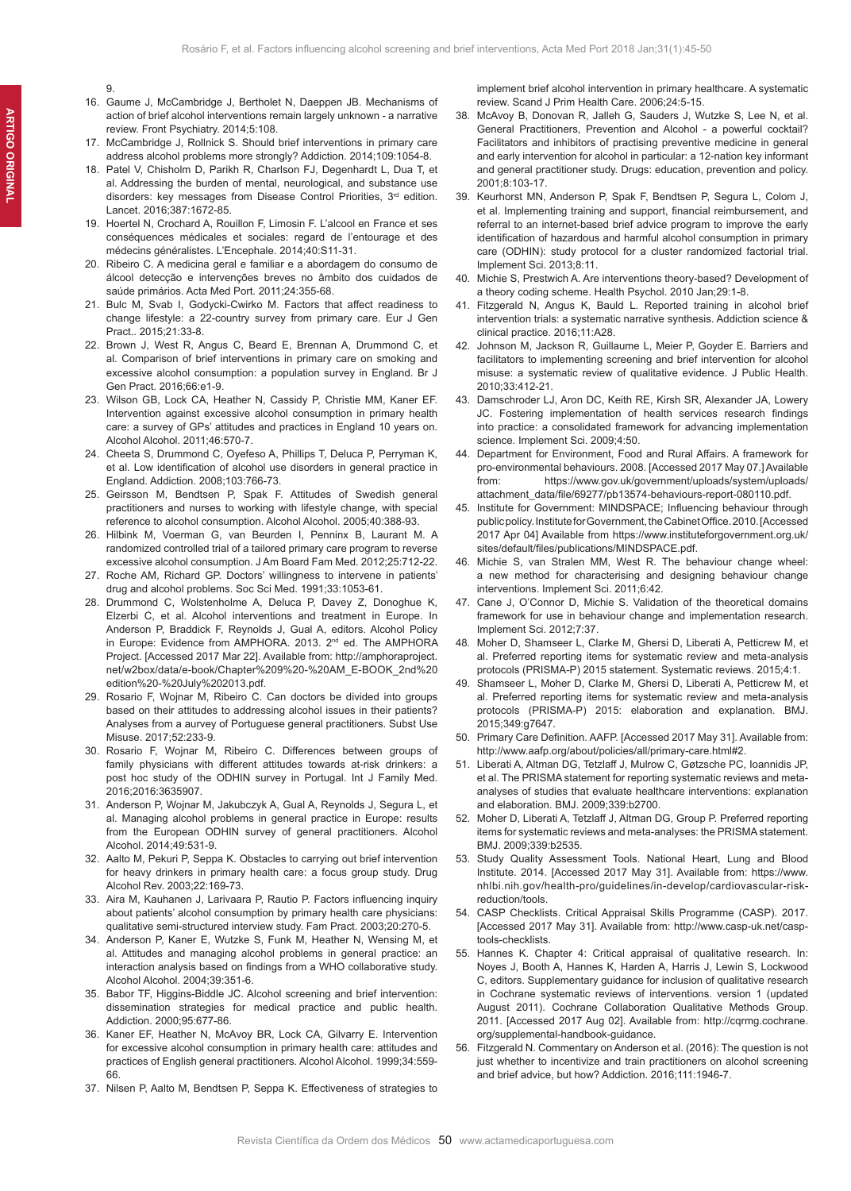9.

16. Gaume J, McCambridge J, Bertholet N, Daeppen JB. Mechanisms of action of brief alcohol interventions remain largely unknown - a narrative review. Front Psychiatry. 2014;5:108.
17. McCambridge J, Rollnick S. Should brief interventions in primary care address alcohol problems more strongly? Addiction. 2014;109:1054-8.
18. Patel V, Chisholm D, Parikh R, Charlson FJ, Degenhardt L, Dua T, et al. Addressing the burden of mental, neurological, and substance use disorders: key messages from Disease Control Priorities, 3rd edition. Lancet. 2016;387:1672-85.
19. Hoertel N, Crochard A, Rouillon F, Limosin F. L'alcool en France et ses conséquences médicales et sociales: regard de l'entourage et des médecins généralistes. L'Encephale. 2014;40:S11-31.
20. Ribeiro C. A medicina geral e familiar e a abordagem do consumo de álcool detecção e intervenções breves no âmbito dos cuidados de saúde primários. Acta Med Port. 2011;24:355-68.
21. Bulc M, Svab I, Godycki-Cwirko M. Factors that affect readiness to change lifestyle: a 22-country survey from primary care. Eur J Gen Pract.. 2015;21:33-8.
22. Brown J, West R, Angus C, Beard E, Brennan A, Drummond C, et al. Comparison of brief interventions in primary care on smoking and excessive alcohol consumption: a population survey in England. Br J Gen Pract. 2016;66:e1-9.
23. Wilson GB, Lock CA, Heather N, Cassidy P, Christie MM, Kaner EF. Intervention against excessive alcohol consumption in primary health care: a survey of GPs' attitudes and practices in England 10 years on. Alcohol Alcohol. 2011;46:570-7.
24. Cheeta S, Drummond C, Oyefeso A, Phillips T, Deluca P, Perryman K, et al. Low identification of alcohol use disorders in general practice in England. Addiction. 2008;103:766-73.
25. Geirsson M, Bendtsen P, Spak F. Attitudes of Swedish general practitioners and nurses to working with lifestyle change, with special reference to alcohol consumption. Alcohol Alcohol. 2005;40:388-93.
26. Hilbink M, Voerman G, van Beurden I, Penninx B, Laurant M. A randomized controlled trial of a tailored primary care program to reverse excessive alcohol consumption. J Am Board Fam Med. 2012;25:712-22.
27. Roche AM, Richard GP. Doctors' willingness to intervene in patients' drug and alcohol problems. Soc Sci Med. 1991;33:1053-61.
28. Drummond C, Wolstenholme A, Deluca P, Davey Z, Donoghue K, Elzerbi C, et al. Alcohol interventions and treatment in Europe. In Anderson P, Braddick F, Reynolds J, Gual A, editors. Alcohol Policy in Europe: Evidence from AMPHORA. 2013. 2nd ed. The AMPHORA Project. [Accessed 2017 Mar 22]. Available from: http://amphoraproject.net/w2box/data/e-book/Chapter%209%20-%20AM_E-BOOK_2nd%20edition%20-%20July%202013.pdf.
29. Rosario F, Wojnar M, Ribeiro C. Can doctors be divided into groups based on their attitudes to addressing alcohol issues in their patients? Analyses from a aurvey of Portuguese general practitioners. Subst Use Misuse. 2017;52:233-9.
30. Rosario F, Wojnar M, Ribeiro C. Differences between groups of family physicians with different attitudes towards at-risk drinkers: a post hoc study of the ODHIN survey in Portugal. Int J Family Med. 2016;2016:3635907.
31. Anderson P, Wojnar M, Jakubczyk A, Gual A, Reynolds J, Segura L, et al. Managing alcohol problems in general practice in Europe: results from the European ODHIN survey of general practitioners. Alcohol Alcohol. 2014;49:531-9.
32. Aalto M, Pekuri P, Seppa K. Obstacles to carrying out brief intervention for heavy drinkers in primary health care: a focus group study. Drug Alcohol Rev. 2003;22:169-73.
33. Aira M, Kauhanen J, Larivaara P, Rautio P. Factors influencing inquiry about patients' alcohol consumption by primary health care physicians: qualitative semi-structured interview study. Fam Pract. 2003;20:270-5.
34. Anderson P, Kaner E, Wutzke S, Funk M, Heather N, Wensing M, et al. Attitudes and managing alcohol problems in general practice: an interaction analysis based on findings from a WHO collaborative study. Alcohol Alcohol. 2004;39:351-6.
35. Babor TF, Higgins-Biddle JC. Alcohol screening and brief intervention: dissemination strategies for medical practice and public health. Addiction. 2000;95:677-86.
36. Kaner EF, Heather N, McAvoy BR, Lock CA, Gilvarry E. Intervention for excessive alcohol consumption in primary health care: attitudes and practices of English general practitioners. Alcohol Alcohol. 1999;34:559-66.
37. Nilsen P, Aalto M, Bendtsen P, Seppa K. Effectiveness of strategies to implement brief alcohol intervention in primary healthcare. A systematic review. Scand J Prim Health Care. 2006;24:5-15.
38. McAvoy B, Donovan R, Jalleh G, Sauders J, Wutzke S, Lee N, et al. General Practitioners, Prevention and Alcohol - a powerful cocktail? Facilitators and inhibitors of practising preventive medicine in general and early intervention for alcohol in particular: a 12-nation key informant and general practitioner study. Drugs: education, prevention and policy. 2001;8:103-17.
39. Keurhorst MN, Anderson P, Spak F, Bendtsen P, Segura L, Colom J, et al. Implementing training and support, financial reimbursement, and referral to an internet-based brief advice program to improve the early identification of hazardous and harmful alcohol consumption in primary care (ODHIN): study protocol for a cluster randomized factorial trial. Implement Sci. 2013;8:11.
40. Michie S, Prestwich A. Are interventions theory-based? Development of a theory coding scheme. Health Psychol. 2010 Jan;29:1-8.
41. Fitzgerald N, Angus K, Bauld L. Reported training in alcohol brief intervention trials: a systematic narrative synthesis. Addiction science & clinical practice. 2016;11:A28.
42. Johnson M, Jackson R, Guillaume L, Meier P, Goyder E. Barriers and facilitators to implementing screening and brief intervention for alcohol misuse: a systematic review of qualitative evidence. J Public Health. 2010;33:412-21.
43. Damschroder LJ, Aron DC, Keith RE, Kirsh SR, Alexander JA, Lowery JC. Fostering implementation of health services research findings into practice: a consolidated framework for advancing implementation science. Implement Sci. 2009;4:50.
44. Department for Environment, Food and Rural Affairs. A framework for pro-environmental behaviours. 2008. [Accessed 2017 May 07.] Available from: https://www.gov.uk/government/uploads/system/uploads/attachment_data/file/69277/pb13574-behaviours-report-080110.pdf.
45. Institute for Government: MINDSPACE; Influencing behaviour through public policy. Institute for Government, the Cabinet Office. 2010. [Accessed 2017 Apr 04] Available from https://www.instituteforgovernment.org.uk/sites/default/files/publications/MINDSPACE.pdf.
46. Michie S, van Stralen MM, West R. The behaviour change wheel: a new method for characterising and designing behaviour change interventions. Implement Sci. 2011;6:42.
47. Cane J, O'Connor D, Michie S. Validation of the theoretical domains framework for use in behaviour change and implementation research. Implement Sci. 2012;7:37.
48. Moher D, Shamseer L, Clarke M, Ghersi D, Liberati A, Petticrew M, et al. Preferred reporting items for systematic review and meta-analysis protocols (PRISMA-P) 2015 statement. Systematic reviews. 2015;4:1.
49. Shamseer L, Moher D, Clarke M, Ghersi D, Liberati A, Petticrew M, et al. Preferred reporting items for systematic review and meta-analysis protocols (PRISMA-P) 2015: elaboration and explanation. BMJ. 2015;349:g7647.
50. Primary Care Definition. AAFP. [Accessed 2017 May 31]. Available from: http://www.aafp.org/about/policies/all/primary-care.html#2.
51. Liberati A, Altman DG, Tetzlaff J, Mulrow C, Gøtzsche PC, Ioannidis JP, et al. The PRISMA statement for reporting systematic reviews and meta-analyses of studies that evaluate healthcare interventions: explanation and elaboration. BMJ. 2009;339:b2700.
52. Moher D, Liberati A, Tetzlaff J, Altman DG, Group P. Preferred reporting items for systematic reviews and meta-analyses: the PRISMA statement. BMJ. 2009;339:b2535.
53. Study Quality Assessment Tools. National Heart, Lung and Blood Institute. 2014. [Accessed 2017 May 31]. Available from: https://www.nhlbi.nih.gov/health-pro/guidelines/in-develop/cardiovascular-risk-reduction/tools.
54. CASP Checklists. Critical Appraisal Skills Programme (CASP). 2017. [Accessed 2017 May 31]. Available from: http://www.casp-uk.net/casp-tools-checklists.
55. Hannes K. Chapter 4: Critical appraisal of qualitative research. In: Noyes J, Booth A, Hannes K, Harden A, Harris J, Lewin S, Lockwood C, editors. Supplementary guidance for inclusion of qualitative research in Cochrane systematic reviews of interventions. version 1 (updated August 2011). Cochrane Collaboration Qualitative Methods Group. 2011. [Accessed 2017 Aug 02]. Available from: http://cqrmg.cochrane.org/supplemental-handbook-guidance.
56. Fitzgerald N. Commentary on Anderson et al. (2016): The question is not just whether to incentivize and train practitioners on alcohol screening and brief advice, but how? Addiction. 2016;111:1946-7.